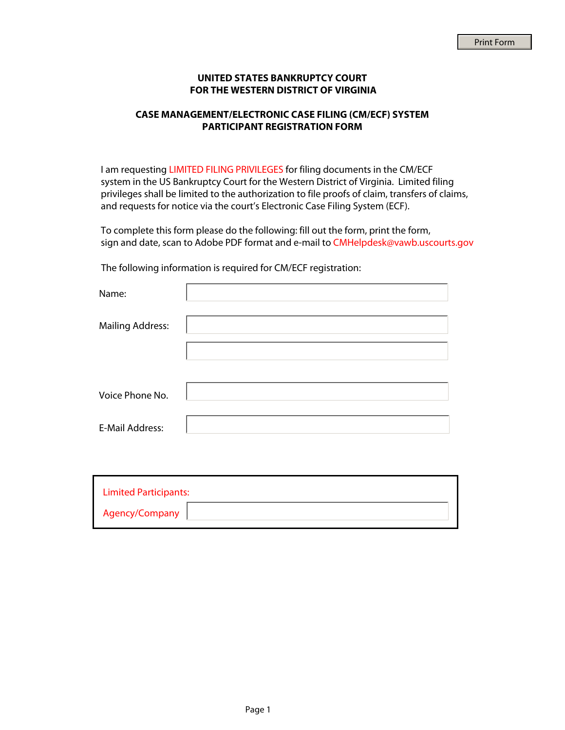# UNITED STATES BANKRUPTCY COURT
# FOR THE WESTERN DISTRICT OF VIRGINIA

## CASE MANAGEMENT/ELECTRONIC CASE FILING (CM/ECF) SYSTEM
## PARTICIPANT REGISTRATION FORM

I am requesting LIMITED FILING PRIVILEGES for filing documents in the CM/ECF system in the US Bankruptcy Court for the Western District of Virginia. Limited filing privileges shall be limited to the authorization to file proofs of claim, transfers of claims, and requests for notice via the court's Electronic Case Filing System (ECF).

To complete this form please do the following: fill out the form, print the form, sign and date, scan to Adobe PDF format and e-mail to CMHelpdesk@vawb.uscourts.gov

The following information is required for CM/ECF registration:

Name: ______________________________

Mailing Address: ______________________________

______________________________

Voice Phone No. ______________________________

E-Mail Address: ______________________________

Limited Participants:

Agency/Company ______________________________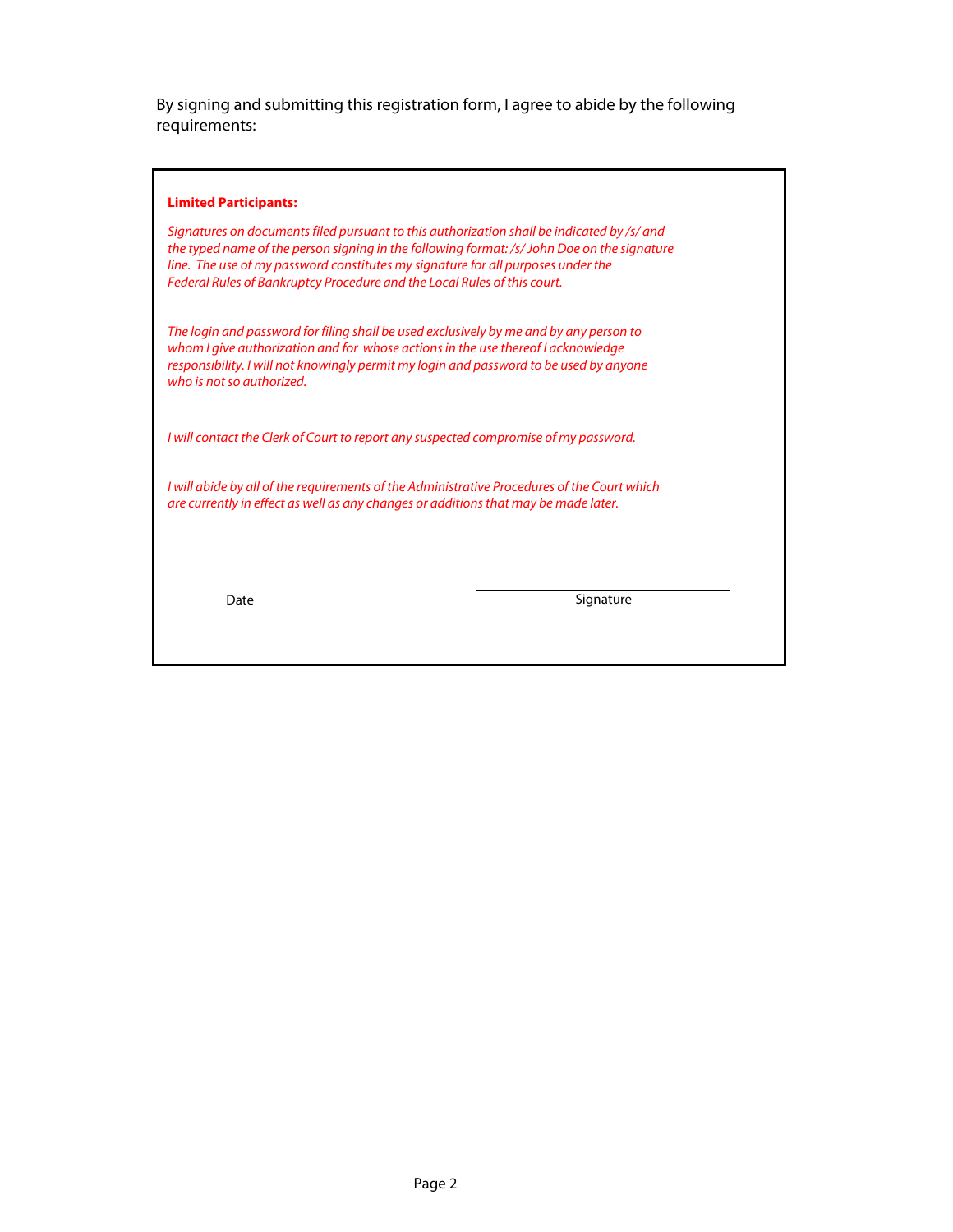By signing and submitting this registration form, I agree to abide by the following requirements:

**Limited Participants:**

*Signatures on documents filed pursuant to this authorization shall be indicated by /s/ and the typed name of the person signing in the following format: /s/ John Doe on the signature line. The use of my password constitutes my signature for all purposes under the Federal Rules of Bankruptcy Procedure and the Local Rules of this court.*

*The login and password for filing shall be used exclusively by me and by any person to whom I give authorization and for whose actions in the use thereof I acknowledge responsibility. I will not knowingly permit my login and password to be used by anyone who is not so authorized.*

*I will contact the Clerk of Court to report any suspected compromise of my password.*

*I will abide by all of the requirements of the Administrative Procedures of the Court which are currently in effect as well as any changes or additions that may be made later.*

\_\_\_\_\_\_\_\_\_\_\_\_\_\_\_\_\_\_\_\_\_\_\_\_\_\_\_\_  
Date

\_\_\_\_\_\_\_\_\_\_\_\_\_\_\_\_\_\_\_\_\_\_\_\_\_\_\_\_\_\_\_\_\_\_\_\_\_\_\_\_  
Signature